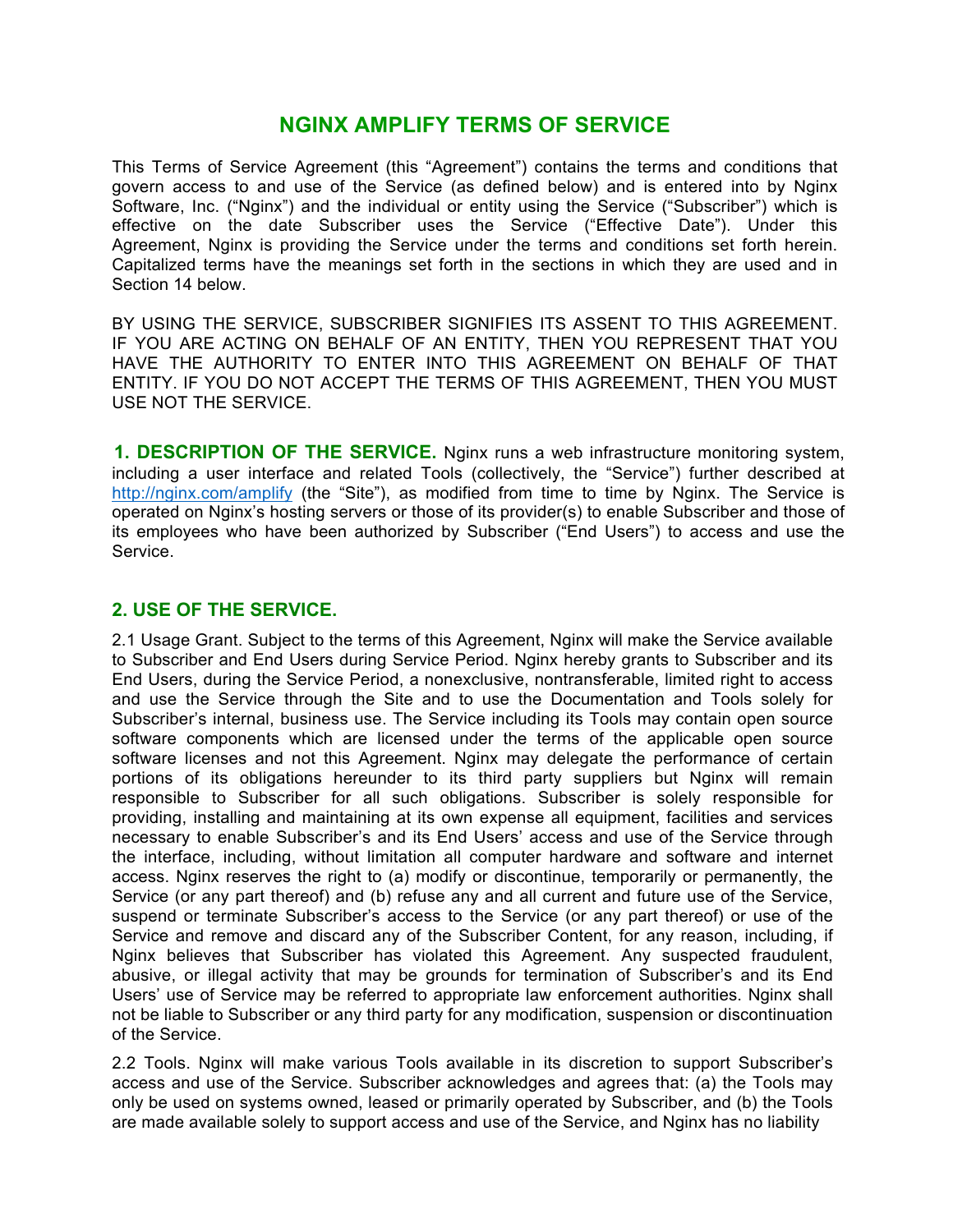# NGINX AMPLIFY TERMS OF SERVICE

This Terms of Service Agreement (this "Agreement") contains the terms and conditions that govern access to and use of the Service (as defined below) and is entered into by Nginx Software, Inc. ("Nginx") and the individual or entity using the Service ("Subscriber") which is effective on the date Subscriber uses the Service ("Effective Date"). Under this Agreement, Nginx is providing the Service under the terms and conditions set forth herein. Capitalized terms have the meanings set forth in the sections in which they are used and in Section 14 below.

BY USING THE SERVICE, SUBSCRIBER SIGNIFIES ITS ASSENT TO THIS AGREEMENT. IF YOU ARE ACTING ON BEHALF OF AN ENTITY, THEN YOU REPRESENT THAT YOU HAVE THE AUTHORITY TO ENTER INTO THIS AGREEMENT ON BEHALF OF THAT ENTITY. IF YOU DO NOT ACCEPT THE TERMS OF THIS AGREEMENT, THEN YOU MUST USE NOT THE SERVICE.

**1. DESCRIPTION OF THE SERVICE.** Nginx runs a web infrastructure monitoring system, including a user interface and related Tools (collectively, the "Service") further described at http://nginx.com/amplify (the "Site"), as modified from time to time by Nginx. The Service is operated on Nginx's hosting servers or those of its provider(s) to enable Subscriber and those of its employees who have been authorized by Subscriber ("End Users") to access and use the Service.

## 2. USE OF THE SERVICE.

2.1 Usage Grant. Subject to the terms of this Agreement, Nginx will make the Service available to Subscriber and End Users during Service Period. Nginx hereby grants to Subscriber and its End Users, during the Service Period, a nonexclusive, nontransferable, limited right to access and use the Service through the Site and to use the Documentation and Tools solely for Subscriber's internal, business use. The Service including its Tools may contain open source software components which are licensed under the terms of the applicable open source software licenses and not this Agreement. Nginx may delegate the performance of certain portions of its obligations hereunder to its third party suppliers but Nginx will remain responsible to Subscriber for all such obligations. Subscriber is solely responsible for providing, installing and maintaining at its own expense all equipment, facilities and services necessary to enable Subscriber's and its End Users' access and use of the Service through the interface, including, without limitation all computer hardware and software and internet access. Nginx reserves the right to (a) modify or discontinue, temporarily or permanently, the Service (or any part thereof) and (b) refuse any and all current and future use of the Service, suspend or terminate Subscriber's access to the Service (or any part thereof) or use of the Service and remove and discard any of the Subscriber Content, for any reason, including, if Nginx believes that Subscriber has violated this Agreement. Any suspected fraudulent, abusive, or illegal activity that may be grounds for termination of Subscriber's and its End Users' use of Service may be referred to appropriate law enforcement authorities. Nginx shall not be liable to Subscriber or any third party for any modification, suspension or discontinuation of the Service.

2.2 Tools. Nginx will make various Tools available in its discretion to support Subscriber's access and use of the Service. Subscriber acknowledges and agrees that: (a) the Tools may only be used on systems owned, leased or primarily operated by Subscriber, and (b) the Tools are made available solely to support access and use of the Service, and Nginx has no liability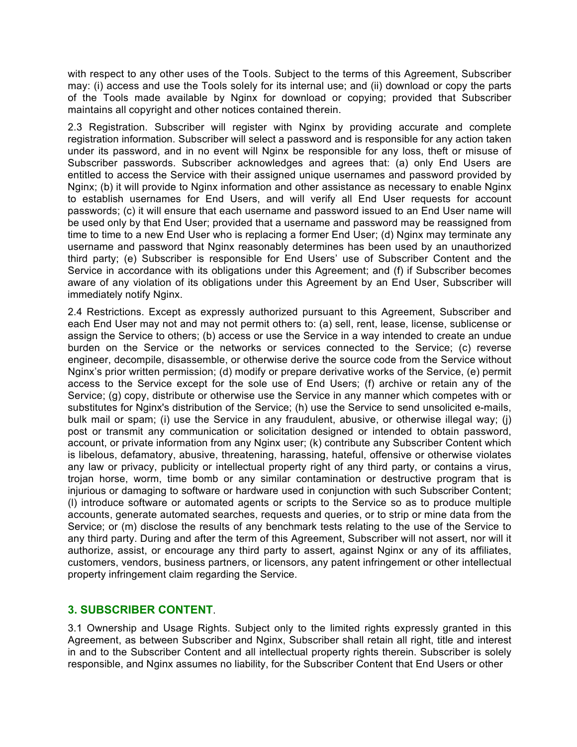with respect to any other uses of the Tools. Subject to the terms of this Agreement, Subscriber may: (i) access and use the Tools solely for its internal use; and (ii) download or copy the parts of the Tools made available by Nginx for download or copying; provided that Subscriber maintains all copyright and other notices contained therein.

2.3 Registration. Subscriber will register with Nginx by providing accurate and complete registration information. Subscriber will select a password and is responsible for any action taken under its password, and in no event will Nginx be responsible for any loss, theft or misuse of Subscriber passwords. Subscriber acknowledges and agrees that: (a) only End Users are entitled to access the Service with their assigned unique usernames and password provided by Nginx; (b) it will provide to Nginx information and other assistance as necessary to enable Nginx to establish usernames for End Users, and will verify all End User requests for account passwords; (c) it will ensure that each username and password issued to an End User name will be used only by that End User; provided that a username and password may be reassigned from time to time to a new End User who is replacing a former End User; (d) Nginx may terminate any username and password that Nginx reasonably determines has been used by an unauthorized third party; (e) Subscriber is responsible for End Users' use of Subscriber Content and the Service in accordance with its obligations under this Agreement; and (f) if Subscriber becomes aware of any violation of its obligations under this Agreement by an End User, Subscriber will immediately notify Nginx.

2.4 Restrictions. Except as expressly authorized pursuant to this Agreement, Subscriber and each End User may not and may not permit others to: (a) sell, rent, lease, license, sublicense or assign the Service to others; (b) access or use the Service in a way intended to create an undue burden on the Service or the networks or services connected to the Service; (c) reverse engineer, decompile, disassemble, or otherwise derive the source code from the Service without Nginx's prior written permission; (d) modify or prepare derivative works of the Service, (e) permit access to the Service except for the sole use of End Users; (f) archive or retain any of the Service; (g) copy, distribute or otherwise use the Service in any manner which competes with or substitutes for Nginx's distribution of the Service; (h) use the Service to send unsolicited e-mails, bulk mail or spam; (i) use the Service in any fraudulent, abusive, or otherwise illegal way; (j) post or transmit any communication or solicitation designed or intended to obtain password, account, or private information from any Nginx user; (k) contribute any Subscriber Content which is libelous, defamatory, abusive, threatening, harassing, hateful, offensive or otherwise violates any law or privacy, publicity or intellectual property right of any third party, or contains a virus, trojan horse, worm, time bomb or any similar contamination or destructive program that is injurious or damaging to software or hardware used in conjunction with such Subscriber Content; (l) introduce software or automated agents or scripts to the Service so as to produce multiple accounts, generate automated searches, requests and queries, or to strip or mine data from the Service; or (m) disclose the results of any benchmark tests relating to the use of the Service to any third party. During and after the term of this Agreement, Subscriber will not assert, nor will it authorize, assist, or encourage any third party to assert, against Nginx or any of its affiliates, customers, vendors, business partners, or licensors, any patent infringement or other intellectual property infringement claim regarding the Service.

## 3. SUBSCRIBER CONTENT.

3.1 Ownership and Usage Rights. Subject only to the limited rights expressly granted in this Agreement, as between Subscriber and Nginx, Subscriber shall retain all right, title and interest in and to the Subscriber Content and all intellectual property rights therein. Subscriber is solely responsible, and Nginx assumes no liability, for the Subscriber Content that End Users or other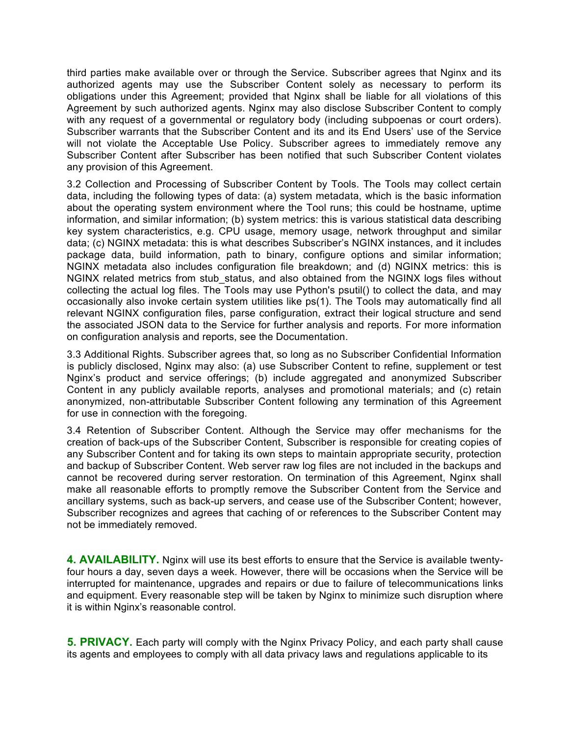third parties make available over or through the Service. Subscriber agrees that Nginx and its authorized agents may use the Subscriber Content solely as necessary to perform its obligations under this Agreement; provided that Nginx shall be liable for all violations of this Agreement by such authorized agents. Nginx may also disclose Subscriber Content to comply with any request of a governmental or regulatory body (including subpoenas or court orders). Subscriber warrants that the Subscriber Content and its and its End Users' use of the Service will not violate the Acceptable Use Policy. Subscriber agrees to immediately remove any Subscriber Content after Subscriber has been notified that such Subscriber Content violates any provision of this Agreement.

3.2 Collection and Processing of Subscriber Content by Tools. The Tools may collect certain data, including the following types of data: (a) system metadata, which is the basic information about the operating system environment where the Tool runs; this could be hostname, uptime information, and similar information; (b) system metrics: this is various statistical data describing key system characteristics, e.g. CPU usage, memory usage, network throughput and similar data; (c) NGINX metadata: this is what describes Subscriber's NGINX instances, and it includes package data, build information, path to binary, configure options and similar information; NGINX metadata also includes configuration file breakdown; and (d) NGINX metrics: this is NGINX related metrics from stub_status, and also obtained from the NGINX logs files without collecting the actual log files. The Tools may use Python's psutil() to collect the data, and may occasionally also invoke certain system utilities like ps(1). The Tools may automatically find all relevant NGINX configuration files, parse configuration, extract their logical structure and send the associated JSON data to the Service for further analysis and reports. For more information on configuration analysis and reports, see the Documentation.

3.3 Additional Rights. Subscriber agrees that, so long as no Subscriber Confidential Information is publicly disclosed, Nginx may also: (a) use Subscriber Content to refine, supplement or test Nginx's product and service offerings; (b) include aggregated and anonymized Subscriber Content in any publicly available reports, analyses and promotional materials; and (c) retain anonymized, non-attributable Subscriber Content following any termination of this Agreement for use in connection with the foregoing.

3.4 Retention of Subscriber Content. Although the Service may offer mechanisms for the creation of back-ups of the Subscriber Content, Subscriber is responsible for creating copies of any Subscriber Content and for taking its own steps to maintain appropriate security, protection and backup of Subscriber Content. Web server raw log files are not included in the backups and cannot be recovered during server restoration. On termination of this Agreement, Nginx shall make all reasonable efforts to promptly remove the Subscriber Content from the Service and ancillary systems, such as back-up servers, and cease use of the Subscriber Content; however, Subscriber recognizes and agrees that caching of or references to the Subscriber Content may not be immediately removed.

**4. AVAILABILITY.** Nginx will use its best efforts to ensure that the Service is available twenty-four hours a day, seven days a week. However, there will be occasions when the Service will be interrupted for maintenance, upgrades and repairs or due to failure of telecommunications links and equipment. Every reasonable step will be taken by Nginx to minimize such disruption where it is within Nginx's reasonable control.

**5. PRIVACY.** Each party will comply with the Nginx Privacy Policy, and each party shall cause its agents and employees to comply with all data privacy laws and regulations applicable to its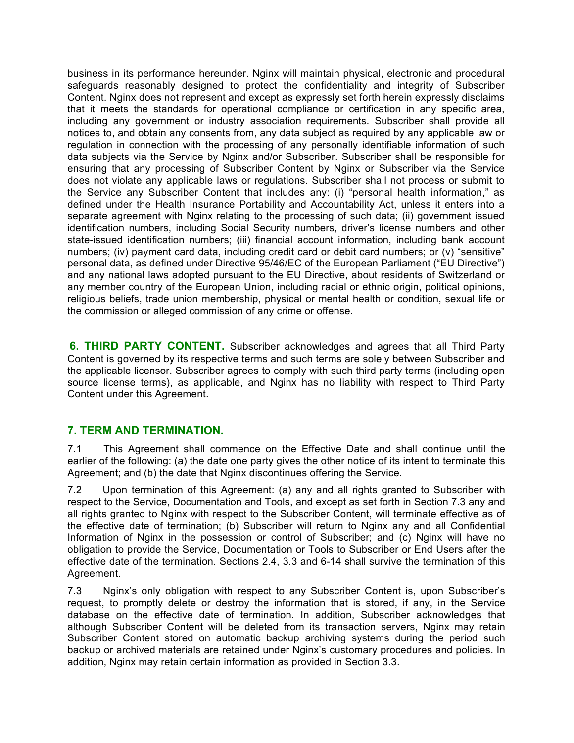business in its performance hereunder. Nginx will maintain physical, electronic and procedural safeguards reasonably designed to protect the confidentiality and integrity of Subscriber Content. Nginx does not represent and except as expressly set forth herein expressly disclaims that it meets the standards for operational compliance or certification in any specific area, including any government or industry association requirements. Subscriber shall provide all notices to, and obtain any consents from, any data subject as required by any applicable law or regulation in connection with the processing of any personally identifiable information of such data subjects via the Service by Nginx and/or Subscriber. Subscriber shall be responsible for ensuring that any processing of Subscriber Content by Nginx or Subscriber via the Service does not violate any applicable laws or regulations. Subscriber shall not process or submit to the Service any Subscriber Content that includes any: (i) "personal health information," as defined under the Health Insurance Portability and Accountability Act, unless it enters into a separate agreement with Nginx relating to the processing of such data; (ii) government issued identification numbers, including Social Security numbers, driver's license numbers and other state-issued identification numbers; (iii) financial account information, including bank account numbers; (iv) payment card data, including credit card or debit card numbers; or (v) "sensitive" personal data, as defined under Directive 95/46/EC of the European Parliament ("EU Directive") and any national laws adopted pursuant to the EU Directive, about residents of Switzerland or any member country of the European Union, including racial or ethnic origin, political opinions, religious beliefs, trade union membership, physical or mental health or condition, sexual life or the commission or alleged commission of any crime or offense.

**6. THIRD PARTY CONTENT.** Subscriber acknowledges and agrees that all Third Party Content is governed by its respective terms and such terms are solely between Subscriber and the applicable licensor. Subscriber agrees to comply with such third party terms (including open source license terms), as applicable, and Nginx has no liability with respect to Third Party Content under this Agreement.

## 7. TERM AND TERMINATION.

7.1 This Agreement shall commence on the Effective Date and shall continue until the earlier of the following: (a) the date one party gives the other notice of its intent to terminate this Agreement; and (b) the date that Nginx discontinues offering the Service.

7.2 Upon termination of this Agreement: (a) any and all rights granted to Subscriber with respect to the Service, Documentation and Tools, and except as set forth in Section 7.3 any and all rights granted to Nginx with respect to the Subscriber Content, will terminate effective as of the effective date of termination; (b) Subscriber will return to Nginx any and all Confidential Information of Nginx in the possession or control of Subscriber; and (c) Nginx will have no obligation to provide the Service, Documentation or Tools to Subscriber or End Users after the effective date of the termination. Sections 2.4, 3.3 and 6-14 shall survive the termination of this Agreement.

7.3 Nginx's only obligation with respect to any Subscriber Content is, upon Subscriber's request, to promptly delete or destroy the information that is stored, if any, in the Service database on the effective date of termination. In addition, Subscriber acknowledges that although Subscriber Content will be deleted from its transaction servers, Nginx may retain Subscriber Content stored on automatic backup archiving systems during the period such backup or archived materials are retained under Nginx's customary procedures and policies. In addition, Nginx may retain certain information as provided in Section 3.3.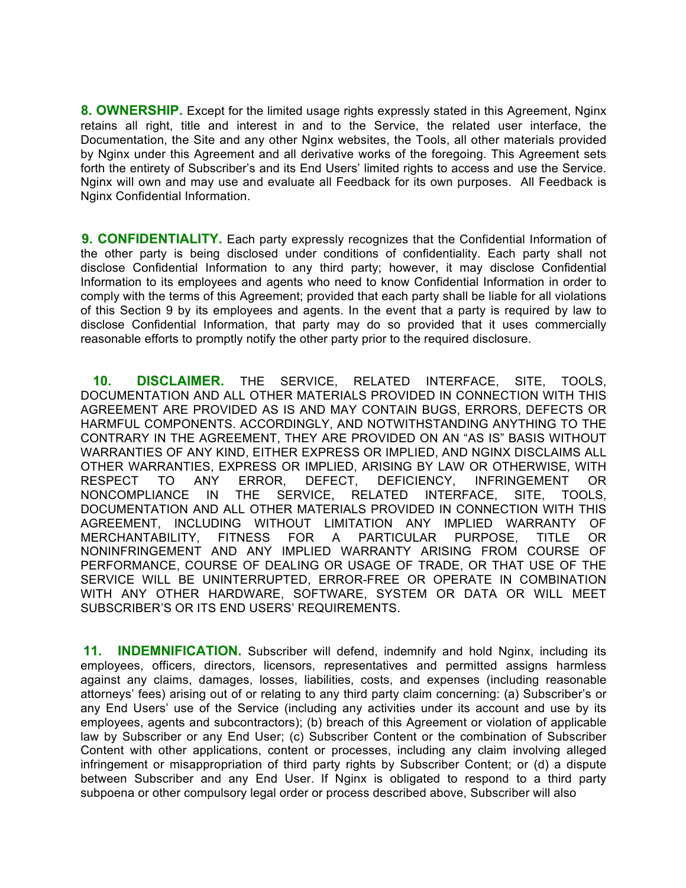**8. OWNERSHIP.** Except for the limited usage rights expressly stated in this Agreement, Nginx retains all right, title and interest in and to the Service, the related user interface, the Documentation, the Site and any other Nginx websites, the Tools, all other materials provided by Nginx under this Agreement and all derivative works of the foregoing. This Agreement sets forth the entirety of Subscriber's and its End Users' limited rights to access and use the Service. Nginx will own and may use and evaluate all Feedback for its own purposes. All Feedback is Nginx Confidential Information.

**9. CONFIDENTIALITY.** Each party expressly recognizes that the Confidential Information of the other party is being disclosed under conditions of confidentiality. Each party shall not disclose Confidential Information to any third party; however, it may disclose Confidential Information to its employees and agents who need to know Confidential Information in order to comply with the terms of this Agreement; provided that each party shall be liable for all violations of this Section 9 by its employees and agents. In the event that a party is required by law to disclose Confidential Information, that party may do so provided that it uses commercially reasonable efforts to promptly notify the other party prior to the required disclosure.

**10. DISCLAIMER.** THE SERVICE, RELATED INTERFACE, SITE, TOOLS, DOCUMENTATION AND ALL OTHER MATERIALS PROVIDED IN CONNECTION WITH THIS AGREEMENT ARE PROVIDED AS IS AND MAY CONTAIN BUGS, ERRORS, DEFECTS OR HARMFUL COMPONENTS. ACCORDINGLY, AND NOTWITHSTANDING ANYTHING TO THE CONTRARY IN THE AGREEMENT, THEY ARE PROVIDED ON AN "AS IS" BASIS WITHOUT WARRANTIES OF ANY KIND, EITHER EXPRESS OR IMPLIED, AND NGINX DISCLAIMS ALL OTHER WARRANTIES, EXPRESS OR IMPLIED, ARISING BY LAW OR OTHERWISE, WITH RESPECT TO ANY ERROR, DEFECT, DEFICIENCY, INFRINGEMENT OR NONCOMPLIANCE IN THE SERVICE, RELATED INTERFACE, SITE, TOOLS, DOCUMENTATION AND ALL OTHER MATERIALS PROVIDED IN CONNECTION WITH THIS AGREEMENT, INCLUDING WITHOUT LIMITATION ANY IMPLIED WARRANTY OF MERCHANTABILITY, FITNESS FOR A PARTICULAR PURPOSE, TITLE OR NONINFRINGEMENT AND ANY IMPLIED WARRANTY ARISING FROM COURSE OF PERFORMANCE, COURSE OF DEALING OR USAGE OF TRADE, OR THAT USE OF THE SERVICE WILL BE UNINTERRUPTED, ERROR-FREE OR OPERATE IN COMBINATION WITH ANY OTHER HARDWARE, SOFTWARE, SYSTEM OR DATA OR WILL MEET SUBSCRIBER'S OR ITS END USERS' REQUIREMENTS.

**11. INDEMNIFICATION.** Subscriber will defend, indemnify and hold Nginx, including its employees, officers, directors, licensors, representatives and permitted assigns harmless against any claims, damages, losses, liabilities, costs, and expenses (including reasonable attorneys' fees) arising out of or relating to any third party claim concerning: (a) Subscriber's or any End Users' use of the Service (including any activities under its account and use by its employees, agents and subcontractors); (b) breach of this Agreement or violation of applicable law by Subscriber or any End User; (c) Subscriber Content or the combination of Subscriber Content with other applications, content or processes, including any claim involving alleged infringement or misappropriation of third party rights by Subscriber Content; or (d) a dispute between Subscriber and any End User. If Nginx is obligated to respond to a third party subpoena or other compulsory legal order or process described above, Subscriber will also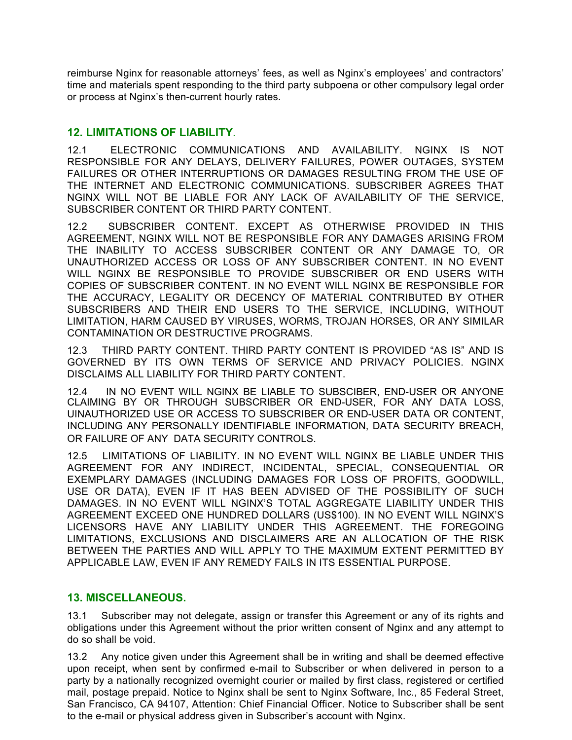reimburse Nginx for reasonable attorneys' fees, as well as Nginx's employees' and contractors' time and materials spent responding to the third party subpoena or other compulsory legal order or process at Nginx's then-current hourly rates.

## 12. LIMITATIONS OF LIABILITY.

12.1 ELECTRONIC COMMUNICATIONS AND AVAILABILITY. NGINX IS NOT RESPONSIBLE FOR ANY DELAYS, DELIVERY FAILURES, POWER OUTAGES, SYSTEM FAILURES OR OTHER INTERRUPTIONS OR DAMAGES RESULTING FROM THE USE OF THE INTERNET AND ELECTRONIC COMMUNICATIONS. SUBSCRIBER AGREES THAT NGINX WILL NOT BE LIABLE FOR ANY LACK OF AVAILABILITY OF THE SERVICE, SUBSCRIBER CONTENT OR THIRD PARTY CONTENT.

12.2 SUBSCRIBER CONTENT. EXCEPT AS OTHERWISE PROVIDED IN THIS AGREEMENT, NGINX WILL NOT BE RESPONSIBLE FOR ANY DAMAGES ARISING FROM THE INABILITY TO ACCESS SUBSCRIBER CONTENT OR ANY DAMAGE TO, OR UNAUTHORIZED ACCESS OR LOSS OF ANY SUBSCRIBER CONTENT. IN NO EVENT WILL NGINX BE RESPONSIBLE TO PROVIDE SUBSCRIBER OR END USERS WITH COPIES OF SUBSCRIBER CONTENT. IN NO EVENT WILL NGINX BE RESPONSIBLE FOR THE ACCURACY, LEGALITY OR DECENCY OF MATERIAL CONTRIBUTED BY OTHER SUBSCRIBERS AND THEIR END USERS TO THE SERVICE, INCLUDING, WITHOUT LIMITATION, HARM CAUSED BY VIRUSES, WORMS, TROJAN HORSES, OR ANY SIMILAR CONTAMINATION OR DESTRUCTIVE PROGRAMS.

12.3 THIRD PARTY CONTENT. THIRD PARTY CONTENT IS PROVIDED "AS IS" AND IS GOVERNED BY ITS OWN TERMS OF SERVICE AND PRIVACY POLICIES. NGINX DISCLAIMS ALL LIABILITY FOR THIRD PARTY CONTENT.

12.4 IN NO EVENT WILL NGINX BE LIABLE TO SUBSCIBER, END-USER OR ANYONE CLAIMING BY OR THROUGH SUBSCRIBER OR END-USER, FOR ANY DATA LOSS, UINAUTHORIZED USE OR ACCESS TO SUBSCRIBER OR END-USER DATA OR CONTENT, INCLUDING ANY PERSONALLY IDENTIFIABLE INFORMATION, DATA SECURITY BREACH, OR FAILURE OF ANY DATA SECURITY CONTROLS.

12.5 LIMITATIONS OF LIABILITY. IN NO EVENT WILL NGINX BE LIABLE UNDER THIS AGREEMENT FOR ANY INDIRECT, INCIDENTAL, SPECIAL, CONSEQUENTIAL OR EXEMPLARY DAMAGES (INCLUDING DAMAGES FOR LOSS OF PROFITS, GOODWILL, USE OR DATA), EVEN IF IT HAS BEEN ADVISED OF THE POSSIBILITY OF SUCH DAMAGES. IN NO EVENT WILL NGINX'S TOTAL AGGREGATE LIABILITY UNDER THIS AGREEMENT EXCEED ONE HUNDRED DOLLARS (US$100). IN NO EVENT WILL NGINX'S LICENSORS HAVE ANY LIABILITY UNDER THIS AGREEMENT. THE FOREGOING LIMITATIONS, EXCLUSIONS AND DISCLAIMERS ARE AN ALLOCATION OF THE RISK BETWEEN THE PARTIES AND WILL APPLY TO THE MAXIMUM EXTENT PERMITTED BY APPLICABLE LAW, EVEN IF ANY REMEDY FAILS IN ITS ESSENTIAL PURPOSE.

## 13. MISCELLANEOUS.

13.1 Subscriber may not delegate, assign or transfer this Agreement or any of its rights and obligations under this Agreement without the prior written consent of Nginx and any attempt to do so shall be void.

13.2 Any notice given under this Agreement shall be in writing and shall be deemed effective upon receipt, when sent by confirmed e-mail to Subscriber or when delivered in person to a party by a nationally recognized overnight courier or mailed by first class, registered or certified mail, postage prepaid. Notice to Nginx shall be sent to Nginx Software, Inc., 85 Federal Street, San Francisco, CA 94107, Attention: Chief Financial Officer. Notice to Subscriber shall be sent to the e-mail or physical address given in Subscriber's account with Nginx.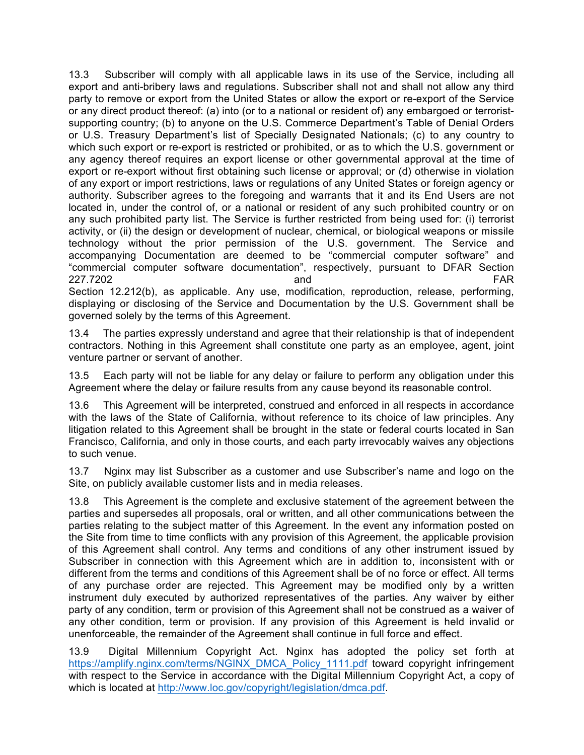13.3 Subscriber will comply with all applicable laws in its use of the Service, including all export and anti-bribery laws and regulations. Subscriber shall not and shall not allow any third party to remove or export from the United States or allow the export or re-export of the Service or any direct product thereof: (a) into (or to a national or resident of) any embargoed or terrorist-supporting country; (b) to anyone on the U.S. Commerce Department's Table of Denial Orders or U.S. Treasury Department's list of Specially Designated Nationals; (c) to any country to which such export or re-export is restricted or prohibited, or as to which the U.S. government or any agency thereof requires an export license or other governmental approval at the time of export or re-export without first obtaining such license or approval; or (d) otherwise in violation of any export or import restrictions, laws or regulations of any United States or foreign agency or authority. Subscriber agrees to the foregoing and warrants that it and its End Users are not located in, under the control of, or a national or resident of any such prohibited country or on any such prohibited party list. The Service is further restricted from being used for: (i) terrorist activity, or (ii) the design or development of nuclear, chemical, or biological weapons or missile technology without the prior permission of the U.S. government. The Service and accompanying Documentation are deemed to be "commercial computer software" and "commercial computer software documentation", respectively, pursuant to DFAR Section 227.7202 and FAR Section 12.212(b), as applicable. Any use, modification, reproduction, release, performing, displaying or disclosing of the Service and Documentation by the U.S. Government shall be governed solely by the terms of this Agreement.

13.4 The parties expressly understand and agree that their relationship is that of independent contractors. Nothing in this Agreement shall constitute one party as an employee, agent, joint venture partner or servant of another.

13.5 Each party will not be liable for any delay or failure to perform any obligation under this Agreement where the delay or failure results from any cause beyond its reasonable control.

13.6 This Agreement will be interpreted, construed and enforced in all respects in accordance with the laws of the State of California, without reference to its choice of law principles. Any litigation related to this Agreement shall be brought in the state or federal courts located in San Francisco, California, and only in those courts, and each party irrevocably waives any objections to such venue.

13.7 Nginx may list Subscriber as a customer and use Subscriber's name and logo on the Site, on publicly available customer lists and in media releases.

13.8 This Agreement is the complete and exclusive statement of the agreement between the parties and supersedes all proposals, oral or written, and all other communications between the parties relating to the subject matter of this Agreement. In the event any information posted on the Site from time to time conflicts with any provision of this Agreement, the applicable provision of this Agreement shall control. Any terms and conditions of any other instrument issued by Subscriber in connection with this Agreement which are in addition to, inconsistent with or different from the terms and conditions of this Agreement shall be of no force or effect. All terms of any purchase order are rejected. This Agreement may be modified only by a written instrument duly executed by authorized representatives of the parties. Any waiver by either party of any condition, term or provision of this Agreement shall not be construed as a waiver of any other condition, term or provision. If any provision of this Agreement is held invalid or unenforceable, the remainder of the Agreement shall continue in full force and effect.

13.9 Digital Millennium Copyright Act. Nginx has adopted the policy set forth at [https://amplify.nginx.com/terms/NGINX_DMCA_Policy_1111.pdf](https://amplify.nginx.com/terms/NGINX_DMCA_Policy_1111.pdf) toward copyright infringement with respect to the Service in accordance with the Digital Millennium Copyright Act, a copy of which is located at [http://www.loc.gov/copyright/legislation/dmca.pdf](http://www.loc.gov/copyright/legislation/dmca.pdf).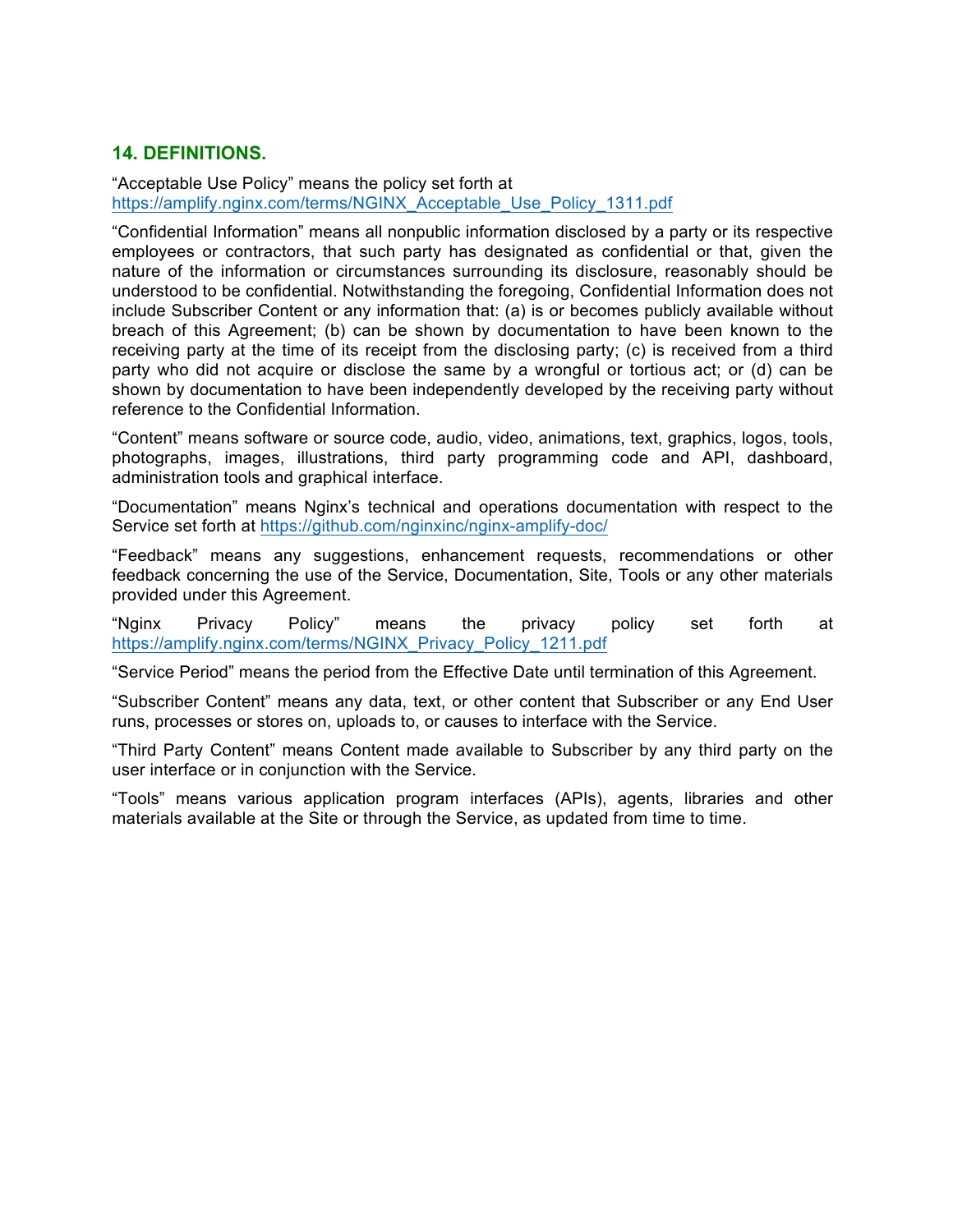## 14. DEFINITIONS.

"Acceptable Use Policy" means the policy set forth at https://amplify.nginx.com/terms/NGINX_Acceptable_Use_Policy_1311.pdf

"Confidential Information" means all nonpublic information disclosed by a party or its respective employees or contractors, that such party has designated as confidential or that, given the nature of the information or circumstances surrounding its disclosure, reasonably should be understood to be confidential. Notwithstanding the foregoing, Confidential Information does not include Subscriber Content or any information that: (a) is or becomes publicly available without breach of this Agreement; (b) can be shown by documentation to have been known to the receiving party at the time of its receipt from the disclosing party; (c) is received from a third party who did not acquire or disclose the same by a wrongful or tortious act; or (d) can be shown by documentation to have been independently developed by the receiving party without reference to the Confidential Information.

"Content" means software or source code, audio, video, animations, text, graphics, logos, tools, photographs, images, illustrations, third party programming code and API, dashboard, administration tools and graphical interface.

"Documentation" means Nginx's technical and operations documentation with respect to the Service set forth at https://github.com/nginxinc/nginx-amplify-doc/

"Feedback" means any suggestions, enhancement requests, recommendations or other feedback concerning the use of the Service, Documentation, Site, Tools or any other materials provided under this Agreement.

"Nginx Privacy Policy" means the privacy policy set forth at https://amplify.nginx.com/terms/NGINX_Privacy_Policy_1211.pdf

"Service Period" means the period from the Effective Date until termination of this Agreement.

"Subscriber Content" means any data, text, or other content that Subscriber or any End User runs, processes or stores on, uploads to, or causes to interface with the Service.

"Third Party Content" means Content made available to Subscriber by any third party on the user interface or in conjunction with the Service.

"Tools" means various application program interfaces (APIs), agents, libraries and other materials available at the Site or through the Service, as updated from time to time.